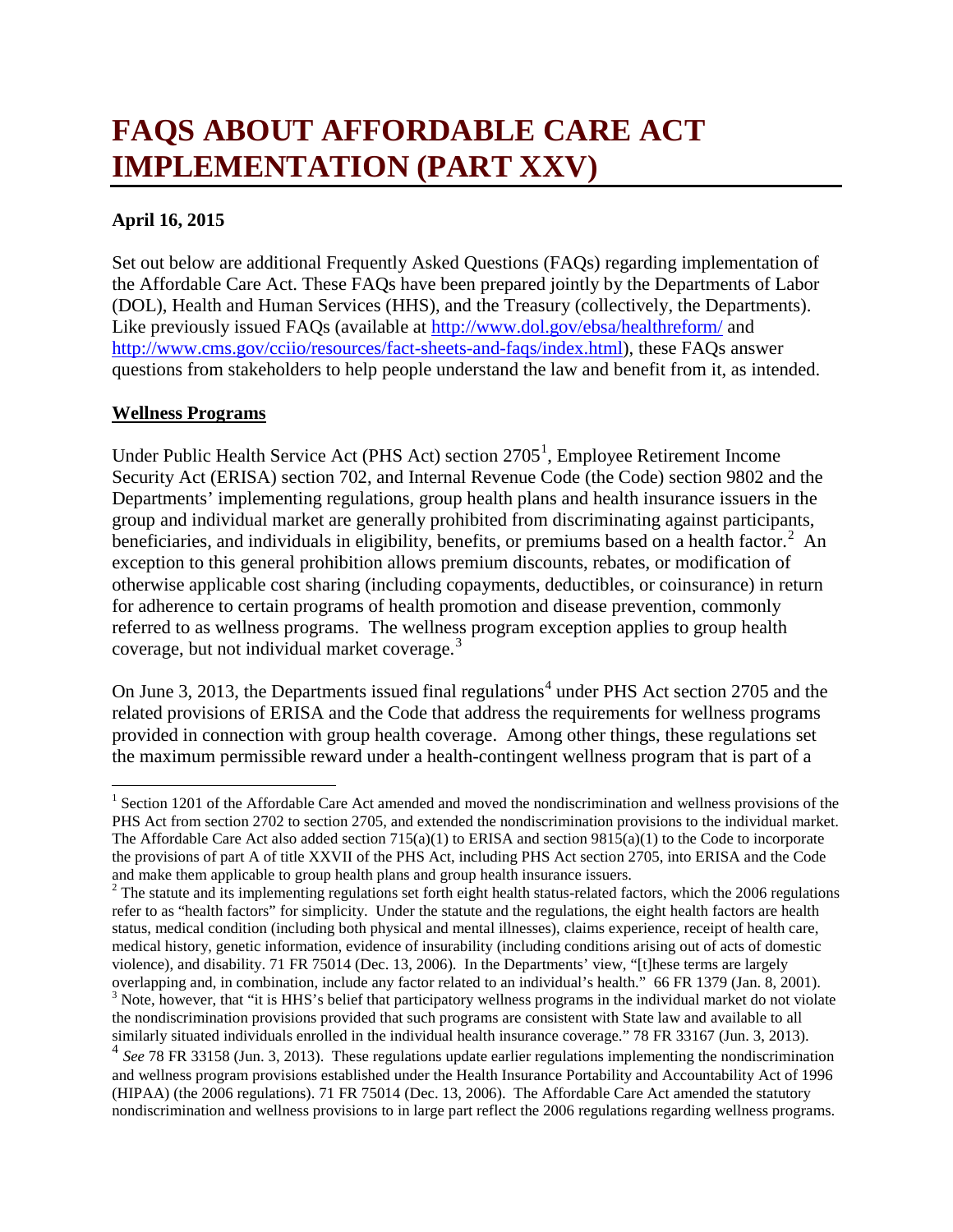# FAQS ABOUT AFFORDABLE CARE ACT IMPLEMENTATION (PART XXV)

**April 16, 2015**

Set out below are additional Frequently Asked Questions (FAQs) regarding implementation of the Affordable Care Act. These FAQs have been prepared jointly by the Departments of Labor (DOL), Health and Human Services (HHS), and the Treasury (collectively, the Departments). Like previously issued FAQs (available at http://www.dol.gov/ebsa/healthreform/ and http://www.cms.gov/cciio/resources/fact-sheets-and-faqs/index.html), these FAQs answer questions from stakeholders to help people understand the law and benefit from it, as intended.

## Wellness Programs

Under Public Health Service Act (PHS Act) section 2705[1], Employee Retirement Income Security Act (ERISA) section 702, and Internal Revenue Code (the Code) section 9802 and the Departments' implementing regulations, group health plans and health insurance issuers in the group and individual market are generally prohibited from discriminating against participants, beneficiaries, and individuals in eligibility, benefits, or premiums based on a health factor.[2] An exception to this general prohibition allows premium discounts, rebates, or modification of otherwise applicable cost sharing (including copayments, deductibles, or coinsurance) in return for adherence to certain programs of health promotion and disease prevention, commonly referred to as wellness programs. The wellness program exception applies to group health coverage, but not individual market coverage.[3]

On June 3, 2013, the Departments issued final regulations[4] under PHS Act section 2705 and the related provisions of ERISA and the Code that address the requirements for wellness programs provided in connection with group health coverage. Among other things, these regulations set the maximum permissible reward under a health-contingent wellness program that is part of a

---

[1] Section 1201 of the Affordable Care Act amended and moved the nondiscrimination and wellness provisions of the PHS Act from section 2702 to section 2705, and extended the nondiscrimination provisions to the individual market. The Affordable Care Act also added section 715(a)(1) to ERISA and section 9815(a)(1) to the Code to incorporate the provisions of part A of title XXVII of the PHS Act, including PHS Act section 2705, into ERISA and the Code and make them applicable to group health plans and group health insurance issuers.

[2] The statute and its implementing regulations set forth eight health status-related factors, which the 2006 regulations refer to as "health factors" for simplicity. Under the statute and the regulations, the eight health factors are health status, medical condition (including both physical and mental illnesses), claims experience, receipt of health care, medical history, genetic information, evidence of insurability (including conditions arising out of acts of domestic violence), and disability. 71 FR 75014 (Dec. 13, 2006). In the Departments' view, "[t]hese terms are largely overlapping and, in combination, include any factor related to an individual's health." 66 FR 1379 (Jan. 8, 2001).

[3] Note, however, that "it is HHS's belief that participatory wellness programs in the individual market do not violate the nondiscrimination provisions provided that such programs are consistent with State law and available to all similarly situated individuals enrolled in the individual health insurance coverage." 78 FR 33167 (Jun. 3, 2013).

[4] *See* 78 FR 33158 (Jun. 3, 2013). These regulations update earlier regulations implementing the nondiscrimination and wellness program provisions established under the Health Insurance Portability and Accountability Act of 1996 (HIPAA) (the 2006 regulations). 71 FR 75014 (Dec. 13, 2006). The Affordable Care Act amended the statutory nondiscrimination and wellness provisions to in large part reflect the 2006 regulations regarding wellness programs.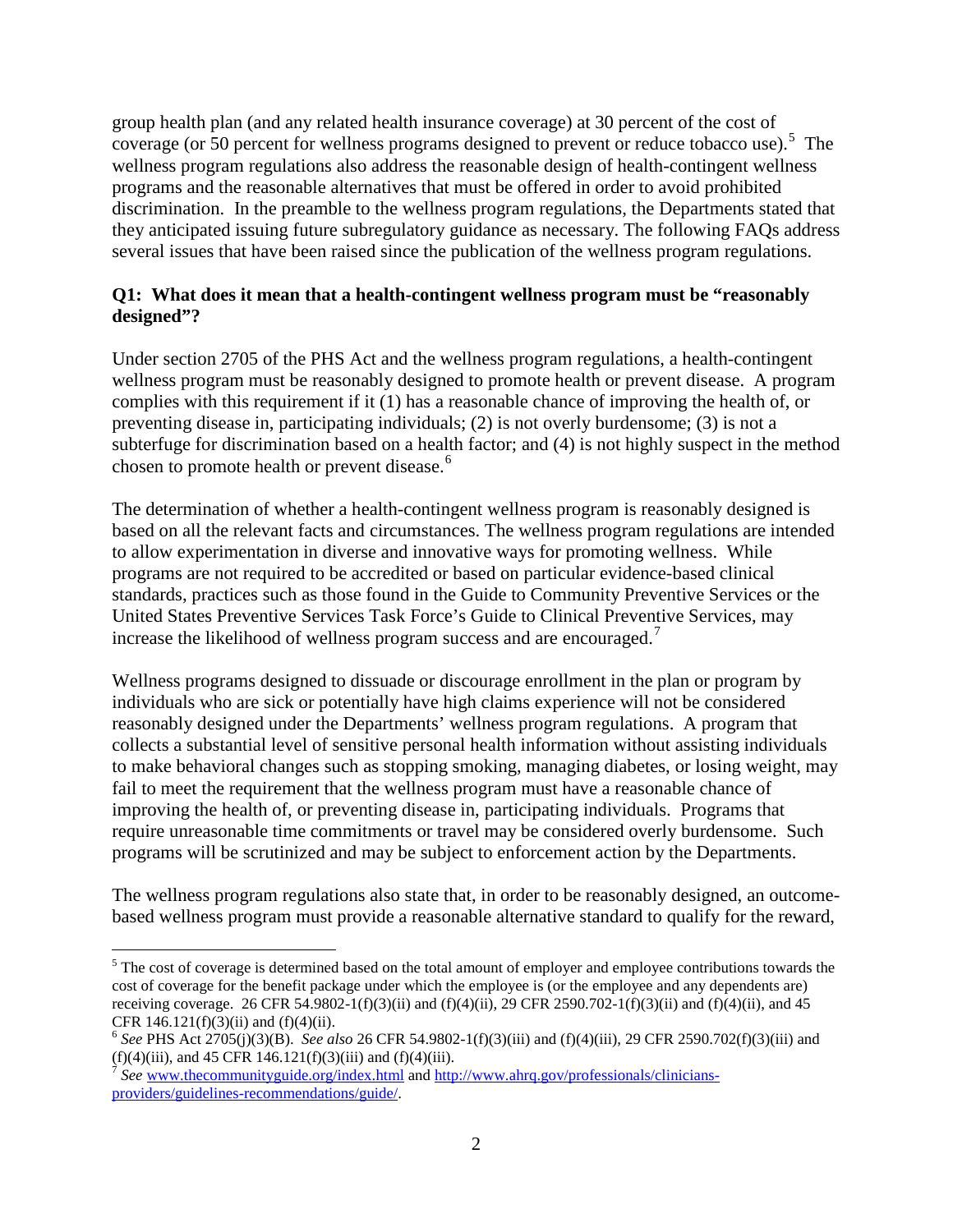group health plan (and any related health insurance coverage) at 30 percent of the cost of coverage (or 50 percent for wellness programs designed to prevent or reduce tobacco use).[5] The wellness program regulations also address the reasonable design of health-contingent wellness programs and the reasonable alternatives that must be offered in order to avoid prohibited discrimination. In the preamble to the wellness program regulations, the Departments stated that they anticipated issuing future subregulatory guidance as necessary. The following FAQs address several issues that have been raised since the publication of the wellness program regulations.

**Q1: What does it mean that a health-contingent wellness program must be "reasonably designed"?**

Under section 2705 of the PHS Act and the wellness program regulations, a health-contingent wellness program must be reasonably designed to promote health or prevent disease. A program complies with this requirement if it (1) has a reasonable chance of improving the health of, or preventing disease in, participating individuals; (2) is not overly burdensome; (3) is not a subterfuge for discrimination based on a health factor; and (4) is not highly suspect in the method chosen to promote health or prevent disease.[6]

The determination of whether a health-contingent wellness program is reasonably designed is based on all the relevant facts and circumstances. The wellness program regulations are intended to allow experimentation in diverse and innovative ways for promoting wellness. While programs are not required to be accredited or based on particular evidence-based clinical standards, practices such as those found in the Guide to Community Preventive Services or the United States Preventive Services Task Force's Guide to Clinical Preventive Services, may increase the likelihood of wellness program success and are encouraged.[7]

Wellness programs designed to dissuade or discourage enrollment in the plan or program by individuals who are sick or potentially have high claims experience will not be considered reasonably designed under the Departments' wellness program regulations. A program that collects a substantial level of sensitive personal health information without assisting individuals to make behavioral changes such as stopping smoking, managing diabetes, or losing weight, may fail to meet the requirement that the wellness program must have a reasonable chance of improving the health of, or preventing disease in, participating individuals. Programs that require unreasonable time commitments or travel may be considered overly burdensome. Such programs will be scrutinized and may be subject to enforcement action by the Departments.

The wellness program regulations also state that, in order to be reasonably designed, an outcome-based wellness program must provide a reasonable alternative standard to qualify for the reward,

---

[5] The cost of coverage is determined based on the total amount of employer and employee contributions towards the cost of coverage for the benefit package under which the employee is (or the employee and any dependents are) receiving coverage. 26 CFR 54.9802-1(f)(3)(ii) and (f)(4)(ii), 29 CFR 2590.702-1(f)(3)(ii) and (f)(4)(ii), and 45 CFR 146.121(f)(3)(ii) and (f)(4)(ii).

[6] *See* PHS Act 2705(j)(3)(B). *See also* 26 CFR 54.9802-1(f)(3)(iii) and (f)(4)(iii), 29 CFR 2590.702(f)(3)(iii) and (f)(4)(iii), and 45 CFR 146.121(f)(3)(iii) and (f)(4)(iii).

[7] *See* www.thecommunityguide.org/index.html and http://www.ahrq.gov/professionals/clinicians-providers/guidelines-recommendations/guide/.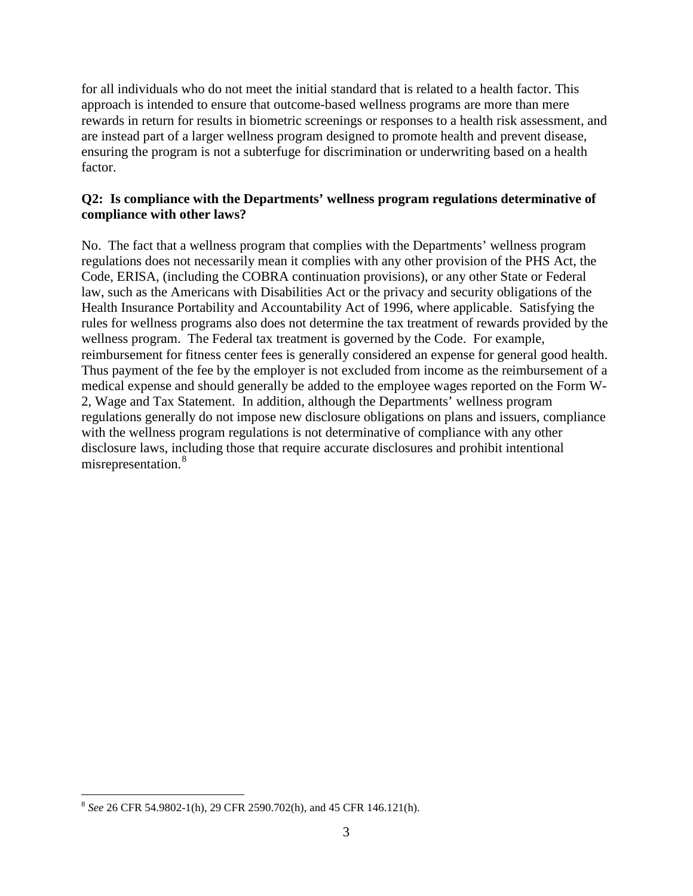for all individuals who do not meet the initial standard that is related to a health factor. This approach is intended to ensure that outcome-based wellness programs are more than mere rewards in return for results in biometric screenings or responses to a health risk assessment, and are instead part of a larger wellness program designed to promote health and prevent disease, ensuring the program is not a subterfuge for discrimination or underwriting based on a health factor.

**Q2: Is compliance with the Departments' wellness program regulations determinative of compliance with other laws?**

No. The fact that a wellness program that complies with the Departments' wellness program regulations does not necessarily mean it complies with any other provision of the PHS Act, the Code, ERISA, (including the COBRA continuation provisions), or any other State or Federal law, such as the Americans with Disabilities Act or the privacy and security obligations of the Health Insurance Portability and Accountability Act of 1996, where applicable. Satisfying the rules for wellness programs also does not determine the tax treatment of rewards provided by the wellness program. The Federal tax treatment is governed by the Code. For example, reimbursement for fitness center fees is generally considered an expense for general good health. Thus payment of the fee by the employer is not excluded from income as the reimbursement of a medical expense and should generally be added to the employee wages reported on the Form W-2, Wage and Tax Statement. In addition, although the Departments' wellness program regulations generally do not impose new disclosure obligations on plans and issuers, compliance with the wellness program regulations is not determinative of compliance with any other disclosure laws, including those that require accurate disclosures and prohibit intentional misrepresentation.[8]

---

[8] *See* 26 CFR 54.9802-1(h), 29 CFR 2590.702(h), and 45 CFR 146.121(h).